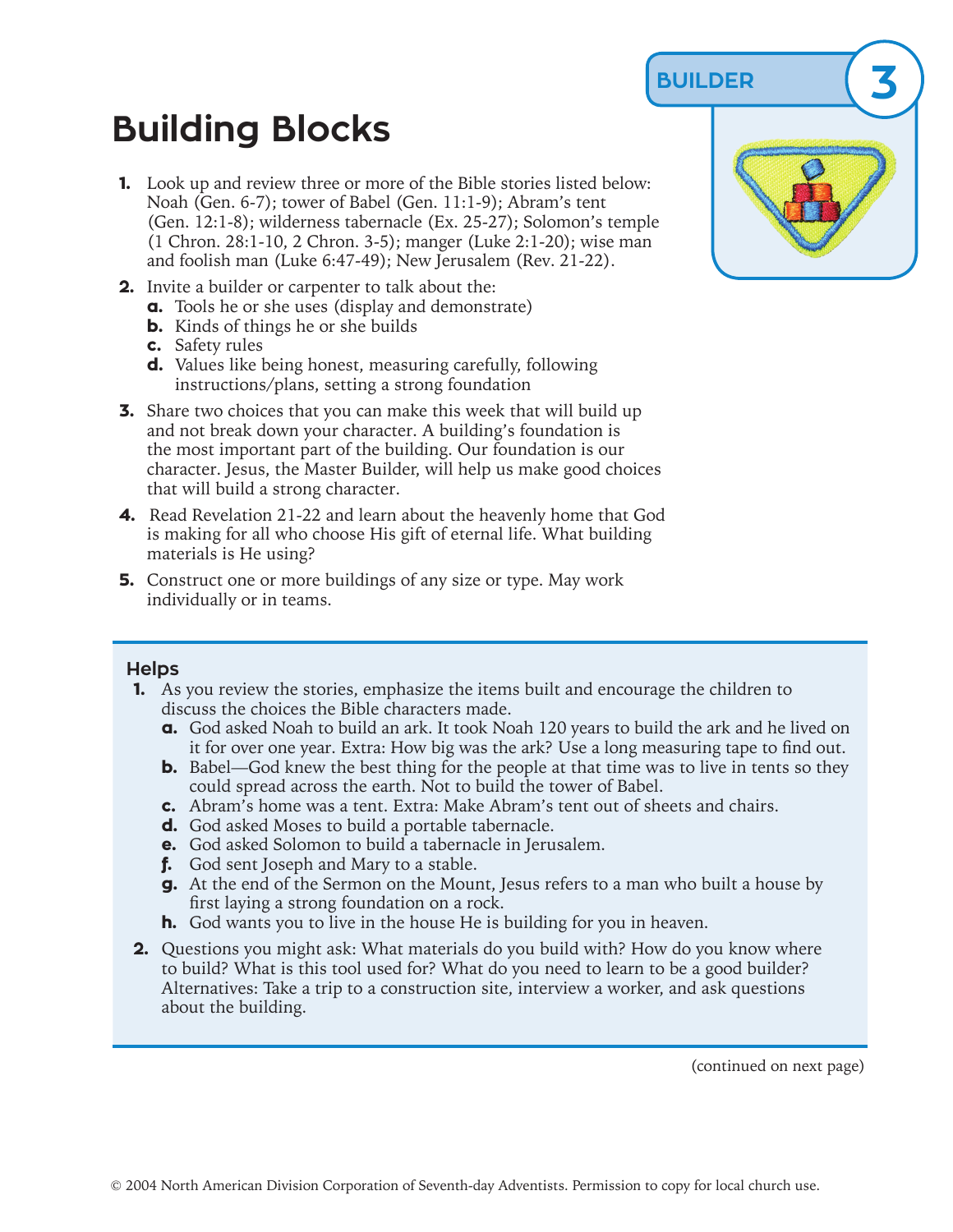BUILDER 3

# Building Blocks

1. Look up and review three or more of the Bible stories listed below: Noah (Gen. 6-7); tower of Babel (Gen. 11:1-9); Abram's tent (Gen. 12:1-8); wilderness tabernacle (Ex. 25-27); Solomon's temple (1 Chron. 28:1-10, 2 Chron. 3-5); manger (Luke 2:1-20); wise man and foolish man (Luke 6:47-49); New Jerusalem (Rev. 21-22).
2. Invite a builder or carpenter to talk about the:
   - **a.** Tools he or she uses (display and demonstrate)
   - **b.** Kinds of things he or she builds
   - **c.** Safety rules
   - **d.** Values like being honest, measuring carefully, following instructions/plans, setting a strong foundation
3. Share two choices that you can make this week that will build up and not break down your character. A building's foundation is the most important part of the building. Our foundation is our character. Jesus, the Master Builder, will help us make good choices that will build a strong character.
4. Read Revelation 21-22 and learn about the heavenly home that God is making for all who choose His gift of eternal life. What building materials is He using?
5. Construct one or more buildings of any size or type. May work individually or in teams.

## Helps

1. As you review the stories, emphasize the items built and encourage the children to discuss the choices the Bible characters made.
   - **a.** God asked Noah to build an ark. It took Noah 120 years to build the ark and he lived on it for over one year. Extra: How big was the ark? Use a long measuring tape to find out.
   - **b.** Babel—God knew the best thing for the people at that time was to live in tents so they could spread across the earth. Not to build the tower of Babel.
   - **c.** Abram's home was a tent. Extra: Make Abram's tent out of sheets and chairs.
   - **d.** God asked Moses to build a portable tabernacle.
   - **e.** God asked Solomon to build a tabernacle in Jerusalem.
   - **f.** God sent Joseph and Mary to a stable.
   - **g.** At the end of the Sermon on the Mount, Jesus refers to a man who built a house by first laying a strong foundation on a rock.
   - **h.** God wants you to live in the house He is building for you in heaven.
2. Questions you might ask: What materials do you build with? How do you know where to build? What is this tool used for? What do you need to learn to be a good builder? Alternatives: Take a trip to a construction site, interview a worker, and ask questions about the building.

(continued on next page)

© 2004 North American Division Corporation of Seventh-day Adventists. Permission to copy for local church use.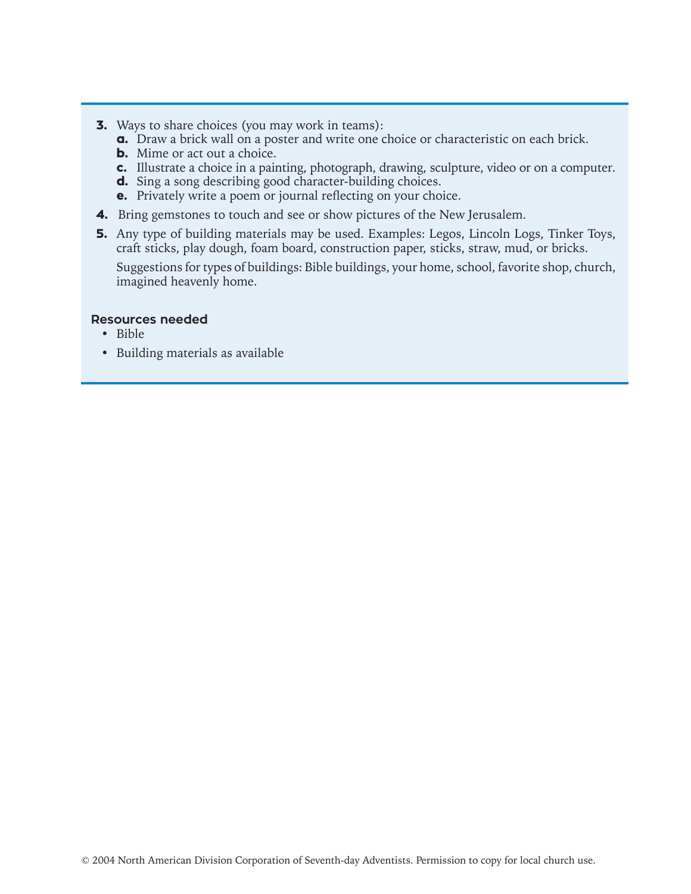3. Ways to share choices (you may work in teams):
   - **a.** Draw a brick wall on a poster and write one choice or characteristic on each brick.
   - **b.** Mime or act out a choice.
   - **c.** Illustrate a choice in a painting, photograph, drawing, sculpture, video or on a computer.
   - **d.** Sing a song describing good character-building choices.
   - **e.** Privately write a poem or journal reflecting on your choice.
4. Bring gemstones to touch and see or show pictures of the New Jerusalem.
5. Any type of building materials may be used. Examples: Legos, Lincoln Logs, Tinker Toys, craft sticks, play dough, foam board, construction paper, sticks, straw, mud, or bricks.

   Suggestions for types of buildings: Bible buildings, your home, school, favorite shop, church, imagined heavenly home.

### Resources needed

- Bible
- Building materials as available

© 2004 North American Division Corporation of Seventh-day Adventists. Permission to copy for local church use.